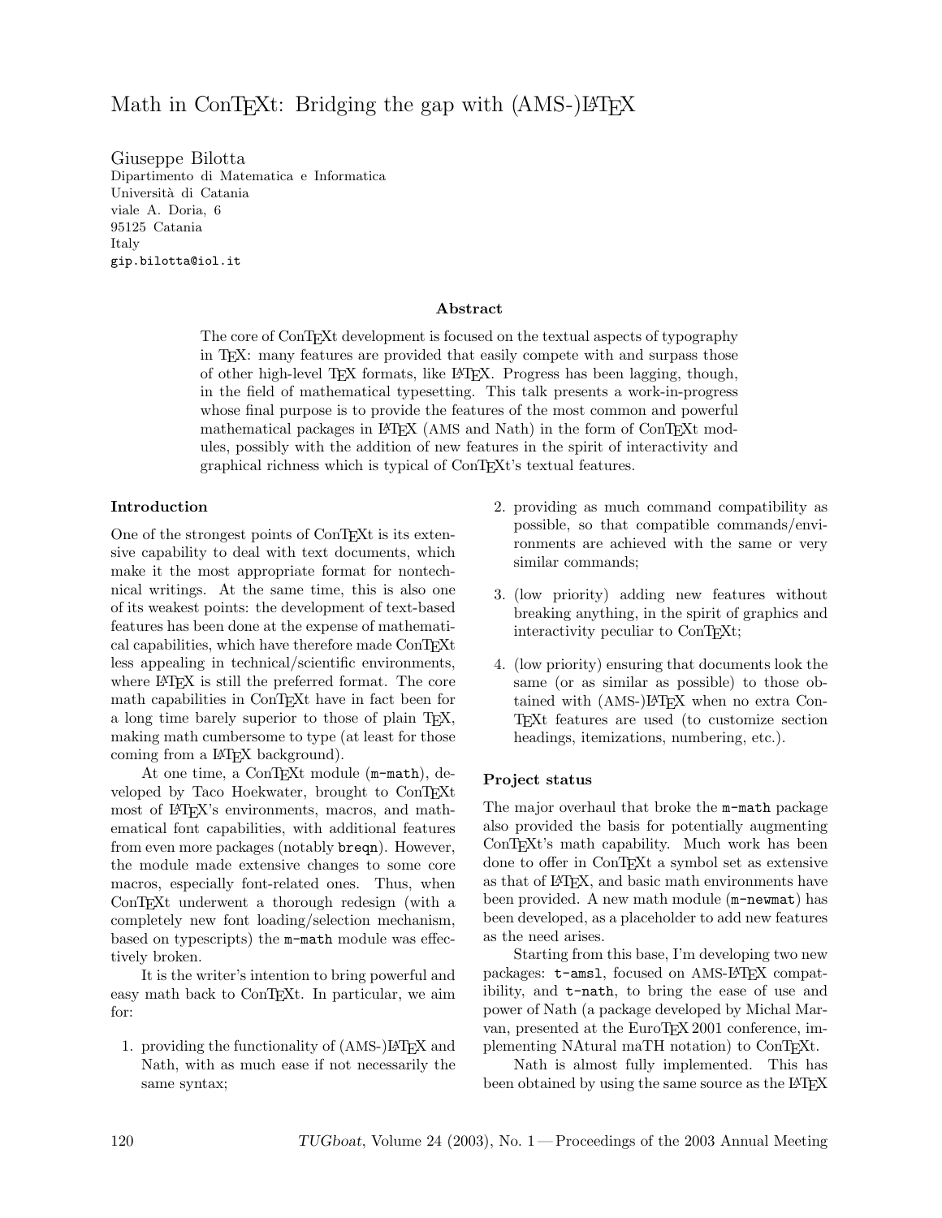# Math in ConTEXt: Bridging the gap with (AMS-)LaTeX

Giuseppe Bilotta
Dipartimento di Matematica e Informatica
Università di Catania
viale A. Doria, 6
95125 Catania
Italy
gip.bilotta@iol.it

### Abstract

The core of ConTEXt development is focused on the textual aspects of typography in TEX: many features are provided that easily compete with and surpass those of other high-level TEX formats, like LaTeX. Progress has been lagging, though, in the field of mathematical typesetting. This talk presents a work-in-progress whose final purpose is to provide the features of the most common and powerful mathematical packages in LaTeX (AMS and Nath) in the form of ConTEXt modules, possibly with the addition of new features in the spirit of interactivity and graphical richness which is typical of ConTEXt's textual features.

## Introduction

One of the strongest points of ConTEXt is its extensive capability to deal with text documents, which make it the most appropriate format for nontechnical writings. At the same time, this is also one of its weakest points: the development of text-based features has been done at the expense of mathematical capabilities, which have therefore made ConTEXt less appealing in technical/scientific environments, where LaTeX is still the preferred format. The core math capabilities in ConTEXt have in fact been for a long time barely superior to those of plain TEX, making math cumbersome to type (at least for those coming from a LaTeX background).

At one time, a ConTEXt module (`m-math`), developed by Taco Hoekwater, brought to ConTEXt most of LaTeX's environments, macros, and mathematical font capabilities, with additional features from even more packages (notably `breqn`). However, the module made extensive changes to some core macros, especially font-related ones. Thus, when ConTEXt underwent a thorough redesign (with a completely new font loading/selection mechanism, based on typescripts) the `m-math` module was effectively broken.

It is the writer's intention to bring powerful and easy math back to ConTEXt. In particular, we aim for:

1. providing the functionality of (AMS-)LaTeX and Nath, with as much ease if not necessarily the same syntax;
2. providing as much command compatibility as possible, so that compatible commands/environments are achieved with the same or very similar commands;
3. (low priority) adding new features without breaking anything, in the spirit of graphics and interactivity peculiar to ConTEXt;
4. (low priority) ensuring that documents look the same (or as similar as possible) to those obtained with (AMS-)LaTeX when no extra ConTEXt features are used (to customize section headings, itemizations, numbering, etc.).

## Project status

The major overhaul that broke the `m-math` package also provided the basis for potentially augmenting ConTEXt's math capability. Much work has been done to offer in ConTEXt a symbol set as extensive as that of LaTeX, and basic math environments have been provided. A new math module (`m-newmat`) has been developed, as a placeholder to add new features as the need arises.

Starting from this base, I'm developing two new packages: `t-amsl`, focused on AMS-LaTeX compatibility, and `t-nath`, to bring the ease of use and power of Nath (a package developed by Michal Marvan, presented at the EuroTEX 2001 conference, implementing NAtural maTH notation) to ConTEXt.

Nath is almost fully implemented. This has been obtained by using the same source as the LaTeX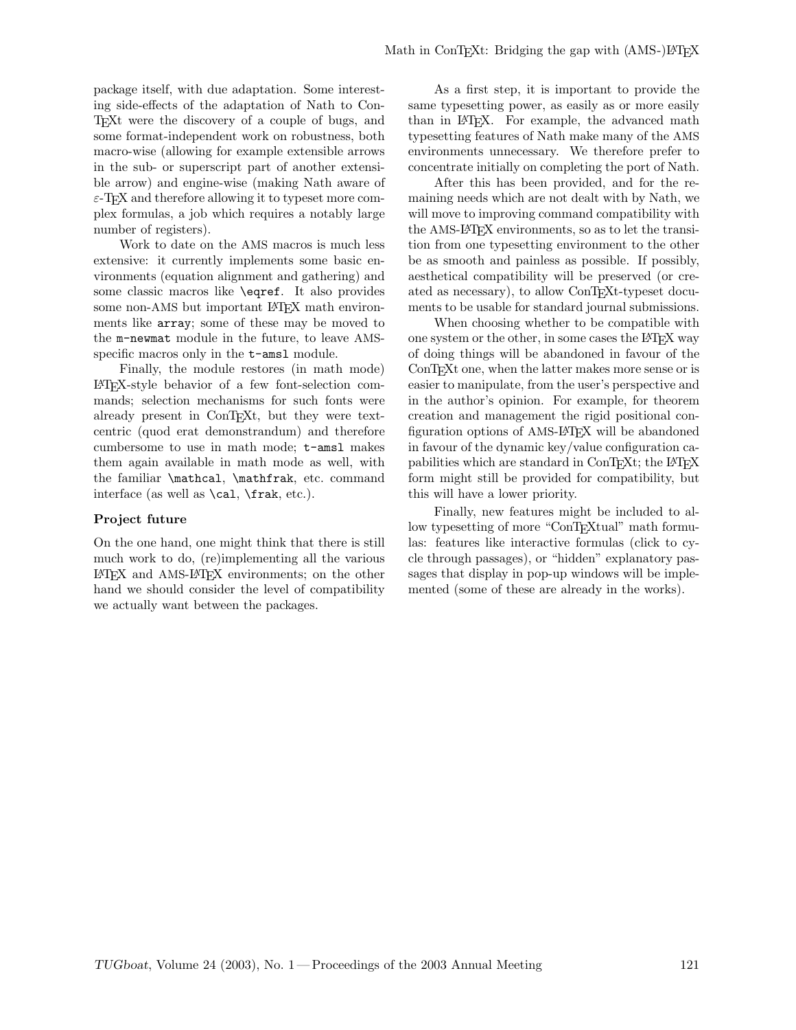package itself, with due adaptation. Some interesting side-effects of the adaptation of Nath to ConTEXt were the discovery of a couple of bugs, and some format-independent work on robustness, both macro-wise (allowing for example extensible arrows in the sub- or superscript part of another extensible arrow) and engine-wise (making Nath aware of $\varepsilon$-TEX and therefore allowing it to typeset more complex formulas, a job which requires a notably large number of registers).

Work to date on the AMS macros is much less extensive: it currently implements some basic environments (equation alignment and gathering) and some classic macros like `\eqref`. It also provides some non-AMS but important LATEX math environments like `array`; some of these may be moved to the `m-newmat` module in the future, to leave AMS-specific macros only in the `t-amsl` module.

Finally, the module restores (in math mode) LATEX-style behavior of a few font-selection commands; selection mechanisms for such fonts were already present in ConTEXt, but they were text-centric (quod erat demonstrandum) and therefore cumbersome to use in math mode; `t-amsl` makes them again available in math mode as well, with the familiar `\mathcal`, `\mathfrak`, etc. command interface (as well as `\cal`, `\frak`, etc.).

### Project future

On the one hand, one might think that there is still much work to do, (re)implementing all the various LATEX and AMS-LATEX environments; on the other hand we should consider the level of compatibility we actually want between the packages.

As a first step, it is important to provide the same typesetting power, as easily as or more easily than in LATEX. For example, the advanced math typesetting features of Nath make many of the AMS environments unnecessary. We therefore prefer to concentrate initially on completing the port of Nath.

After this has been provided, and for the remaining needs which are not dealt with by Nath, we will move to improving command compatibility with the AMS-LATEX environments, so as to let the transition from one typesetting environment to the other be as smooth and painless as possible. If possibly, aesthetical compatibility will be preserved (or created as necessary), to allow ConTEXt-typeset documents to be usable for standard journal submissions.

When choosing whether to be compatible with one system or the other, in some cases the LATEX way of doing things will be abandoned in favour of the ConTEXt one, when the latter makes more sense or is easier to manipulate, from the user's perspective and in the author's opinion. For example, for theorem creation and management the rigid positional configuration options of AMS-LATEX will be abandoned in favour of the dynamic key/value configuration capabilities which are standard in ConTEXt; the LATEX form might still be provided for compatibility, but this will have a lower priority.

Finally, new features might be included to allow typesetting of more "ConTEXtual" math formulas: features like interactive formulas (click to cycle through passages), or "hidden" explanatory passages that display in pop-up windows will be implemented (some of these are already in the works).